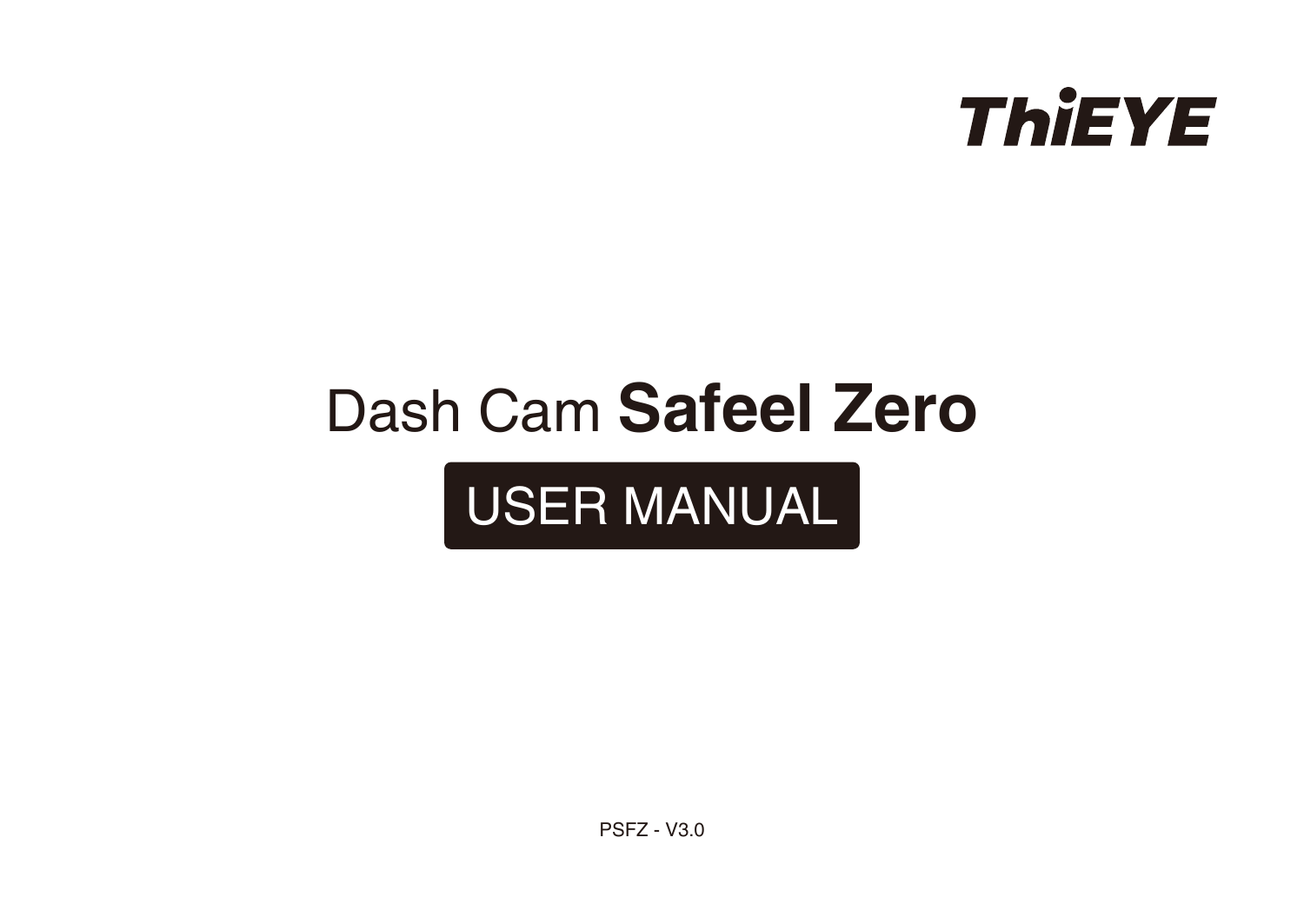ThiEYE

# Dash Cam **Safeel Zero**

## USER MANUAL

PSFZ - V3.0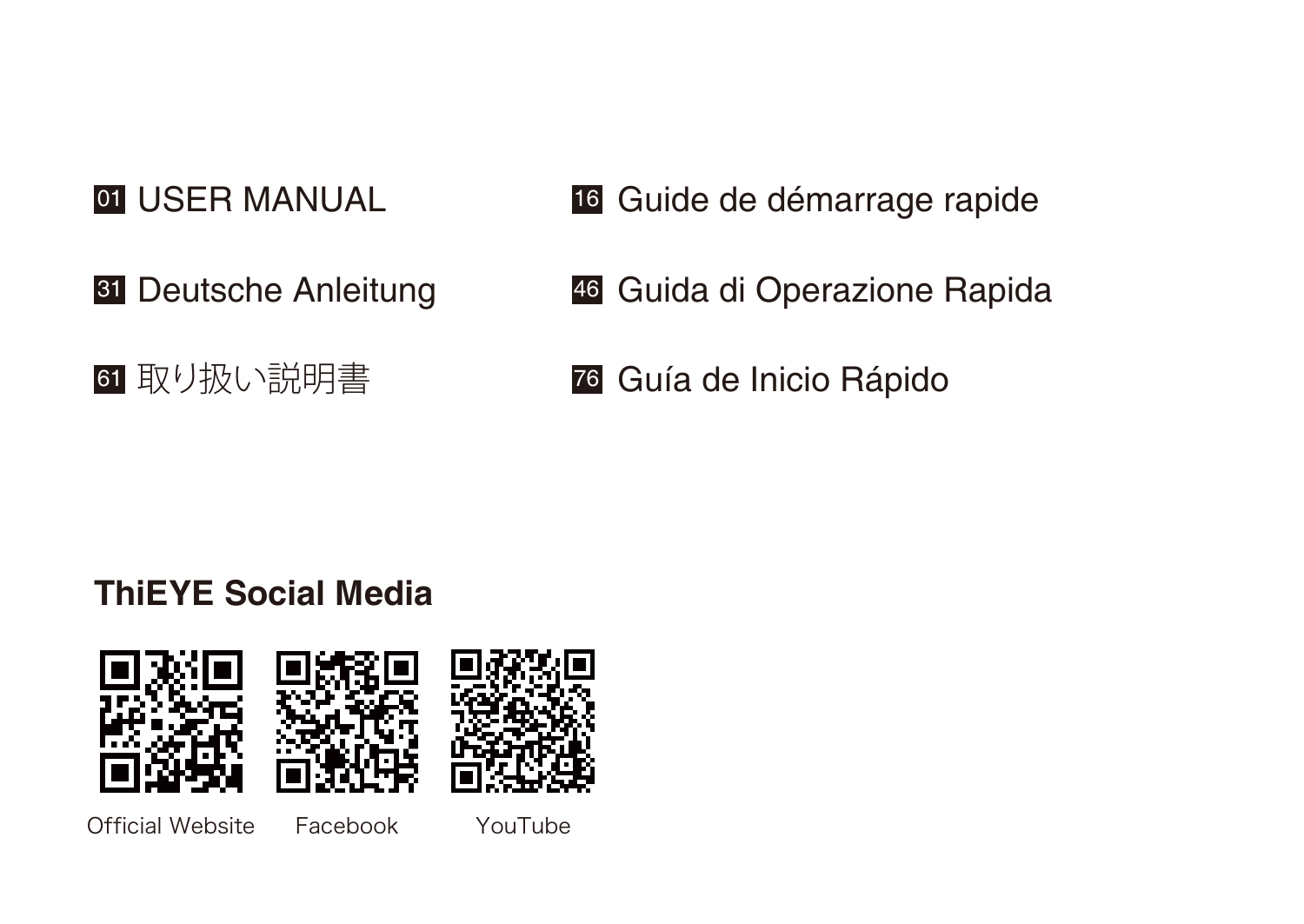01 USER MANUAL

16 Guide de démarrage rapide

31 Deutsche Anleitung

46 Guida di Operazione Rapida

61 取り扱い説明書

76 Guía de Inicio Rápido

**ThiEYE Social Media**

Official Website    Facebook    YouTube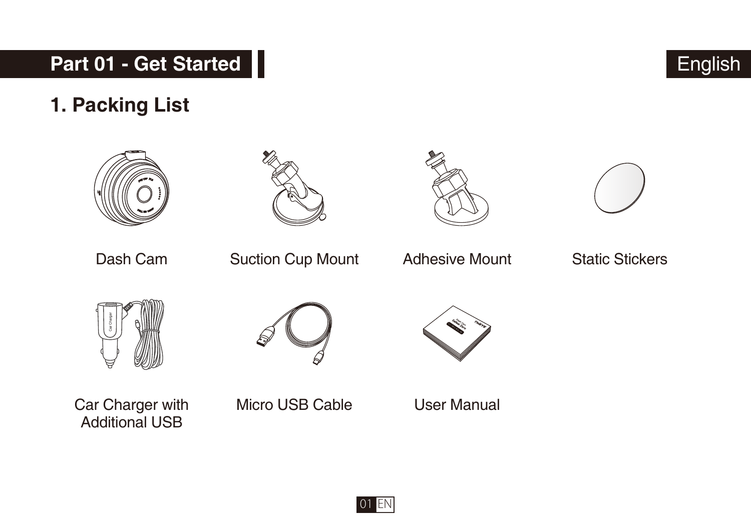# Part 01 - Get Started

English

## 1. Packing List

Dash Cam

Suction Cup Mount

Adhesive Mount

Static Stickers

Car Charger with Additional USB

Micro USB Cable

User Manual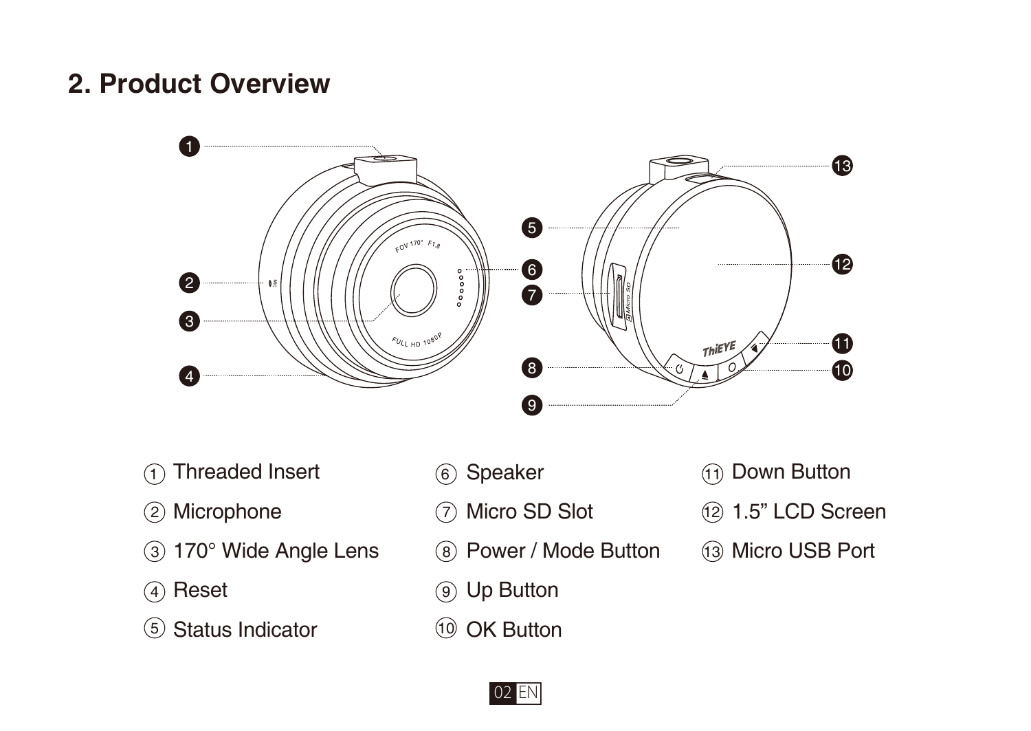## 2. Product Overview

1. Threaded Insert
2. Microphone
3. 170° Wide Angle Lens
4. Reset
5. Status Indicator
6. Speaker
7. Micro SD Slot
8. Power / Mode Button
9. Up Button
10. OK Button
11. Down Button
12. 1.5” LCD Screen
13. Micro USB Port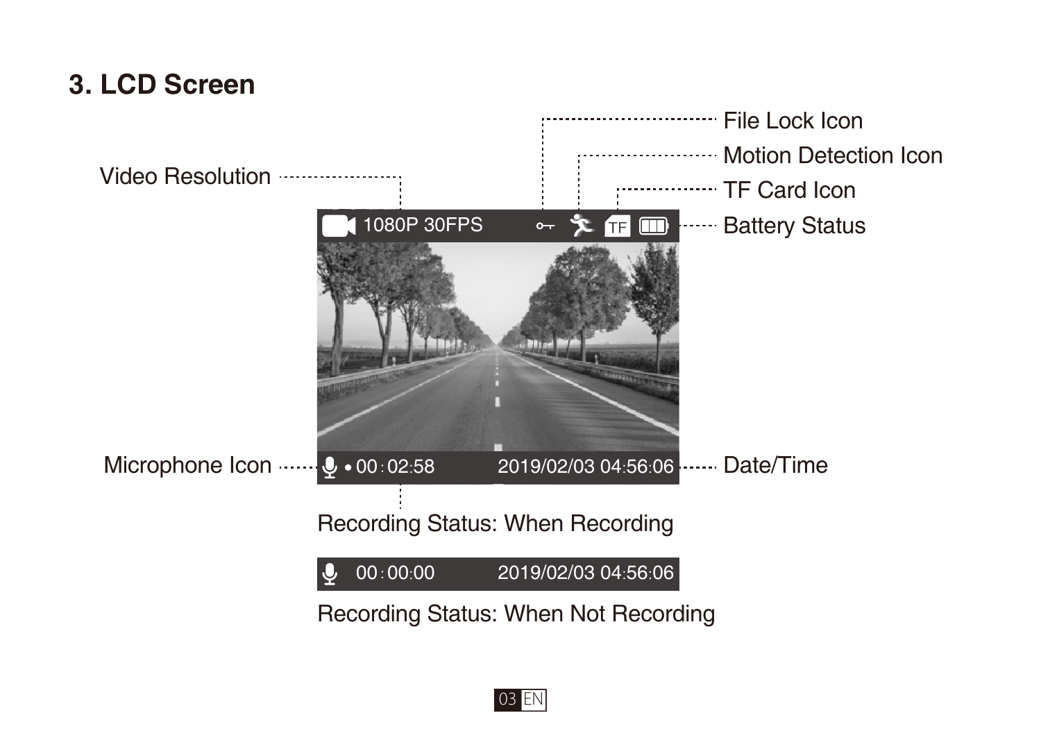# 3. LCD Screen

Video Resolution

File Lock Icon

Motion Detection Icon

TF Card Icon

Battery Status

1080P 30FPS

Microphone Icon

• 00:02:58

2019/02/03 04:56:06

Date/Time

Recording Status: When Recording

00:00:00 2019/02/03 04:56:06

Recording Status: When Not Recording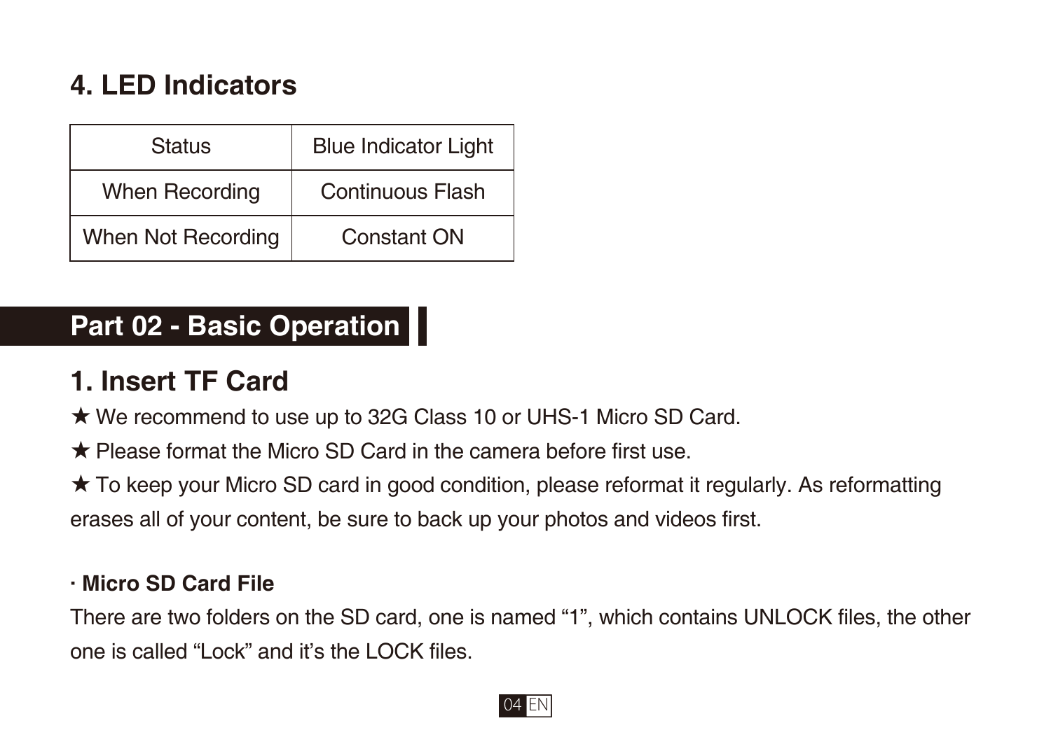## 4. LED Indicators

| Status | Blue Indicator Light |
| --- | --- |
| When Recording | Continuous Flash |
| When Not Recording | Constant ON |

# Part 02 - Basic Operation

## 1. Insert TF Card

★ We recommend to use up to 32G Class 10 or UHS-1 Micro SD Card.

★ Please format the Micro SD Card in the camera before first use.

★ To keep your Micro SD card in good condition, please reformat it regularly. As reformatting erases all of your content, be sure to back up your photos and videos first.

**· Micro SD Card File**

There are two folders on the SD card, one is named “1”, which contains UNLOCK files, the other one is called “Lock” and it’s the LOCK files.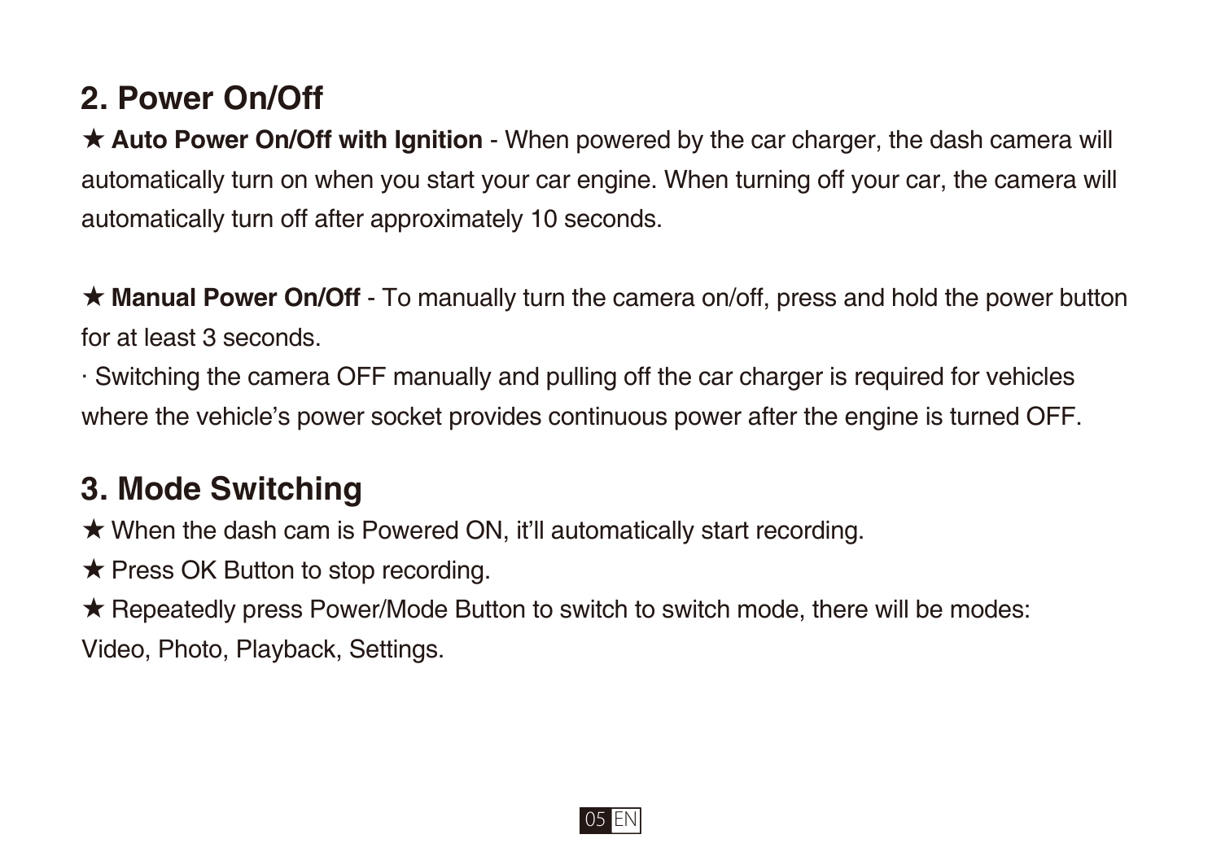## 2. Power On/Off

★ **Auto Power On/Off with Ignition** - When powered by the car charger, the dash camera will automatically turn on when you start your car engine. When turning off your car, the camera will automatically turn off after approximately 10 seconds.

★ **Manual Power On/Off** - To manually turn the camera on/off, press and hold the power button for at least 3 seconds.

· Switching the camera OFF manually and pulling off the car charger is required for vehicles where the vehicle's power socket provides continuous power after the engine is turned OFF.

## 3. Mode Switching

★ When the dash cam is Powered ON, it'll automatically start recording.

★ Press OK Button to stop recording.

★ Repeatedly press Power/Mode Button to switch to switch mode, there will be modes: Video, Photo, Playback, Settings.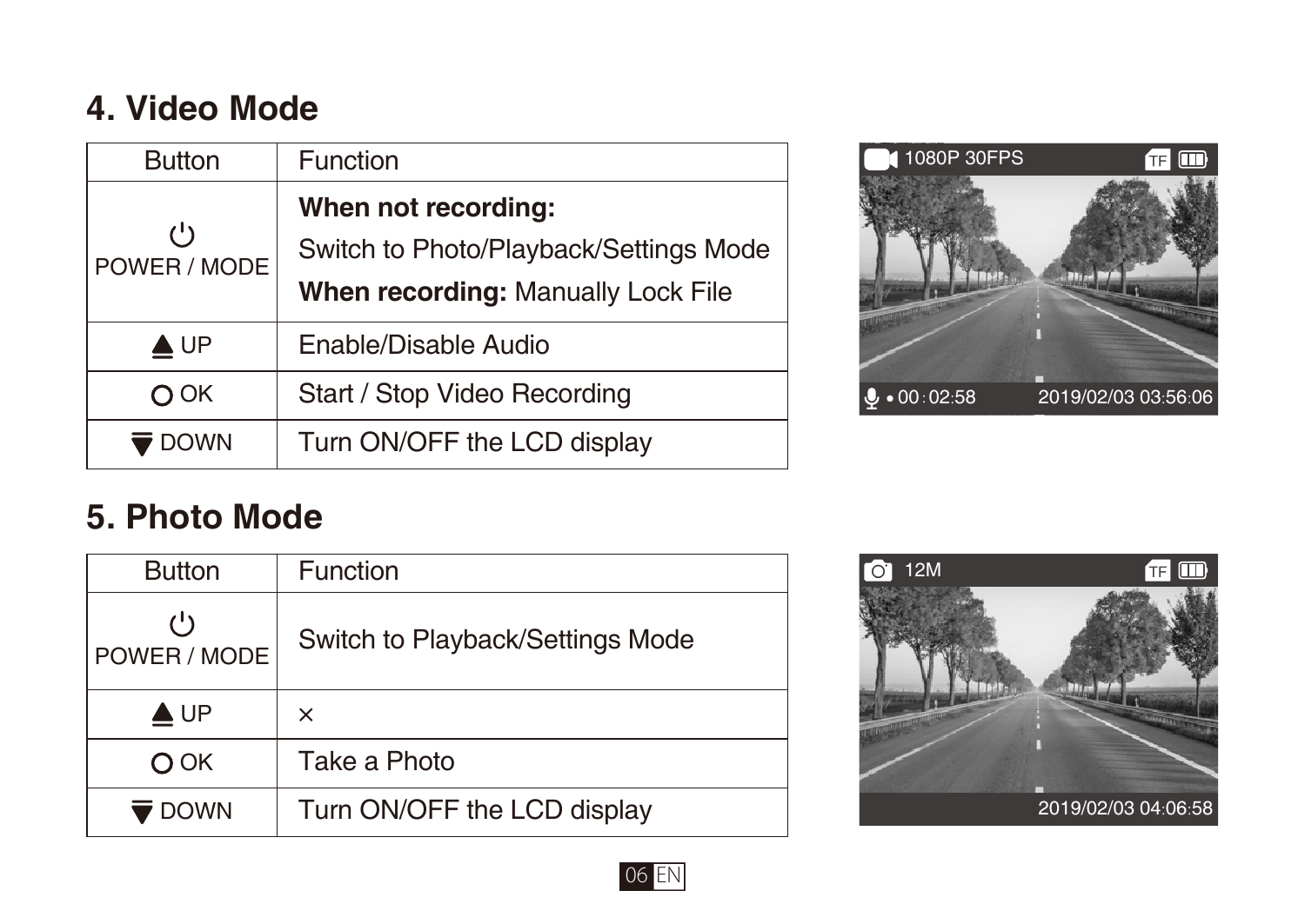## 4. Video Mode

| Button | Function |
| --- | --- |
| POWER / MODE | **When not recording:** Switch to Photo/Playback/Settings Mode **When recording:** Manually Lock File |
| UP | Enable/Disable Audio |
| OK | Start / Stop Video Recording |
| DOWN | Turn ON/OFF the LCD display |

## 5. Photo Mode

| Button | Function |
| --- | --- |
| POWER / MODE | Switch to Playback/Settings Mode |
| UP | × |
| OK | Take a Photo |
| DOWN | Turn ON/OFF the LCD display |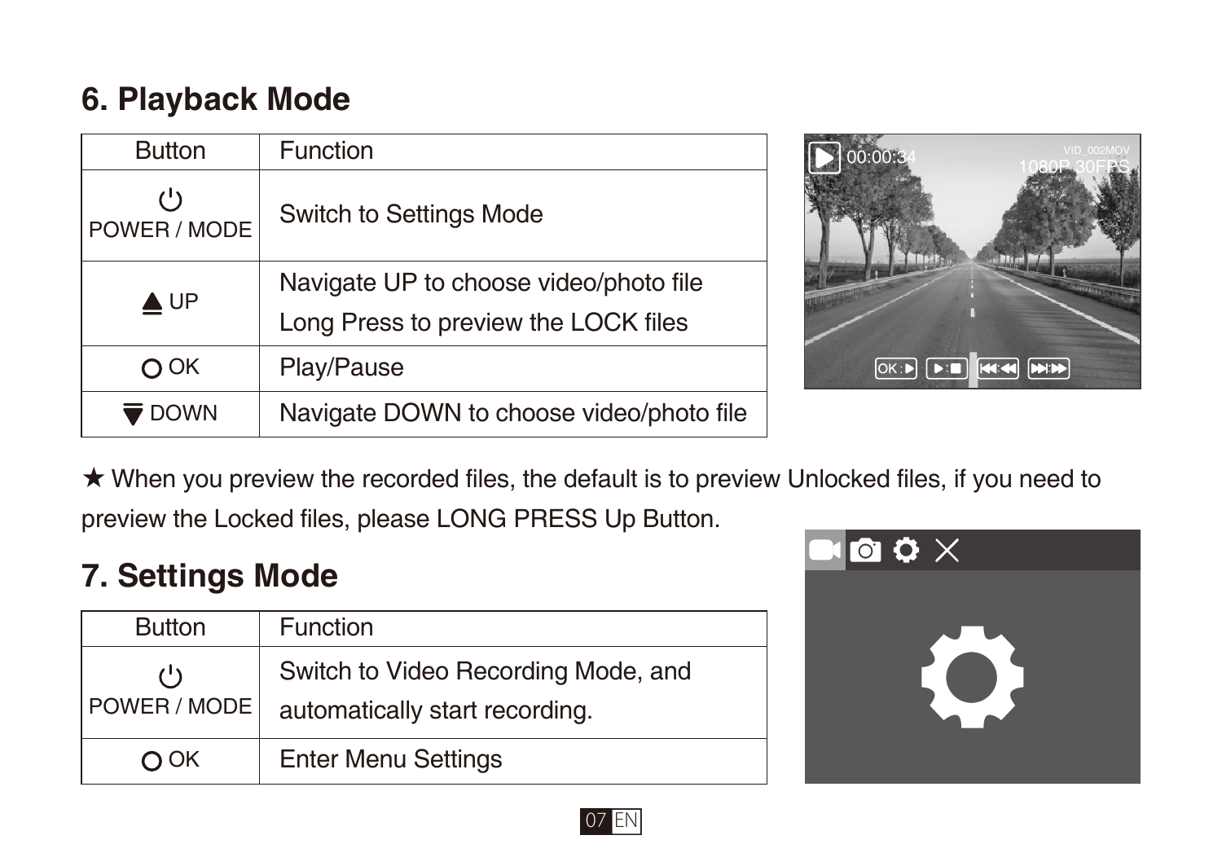## 6. Playback Mode

| Button | Function |
|---|---|
| POWER / MODE | Switch to Settings Mode |
| ▲ UP | Navigate UP to choose video/photo file<br>Long Press to preview the LOCK files |
| ○ OK | Play/Pause |
| ▼ DOWN | Navigate DOWN to choose video/photo file |

★ When you preview the recorded files, the default is to preview Unlocked files, if you need to preview the Locked files, please LONG PRESS Up Button.

## 7. Settings Mode

| Button | Function |
|---|---|
| POWER / MODE | Switch to Video Recording Mode, and automatically start recording. |
| ○ OK | Enter Menu Settings |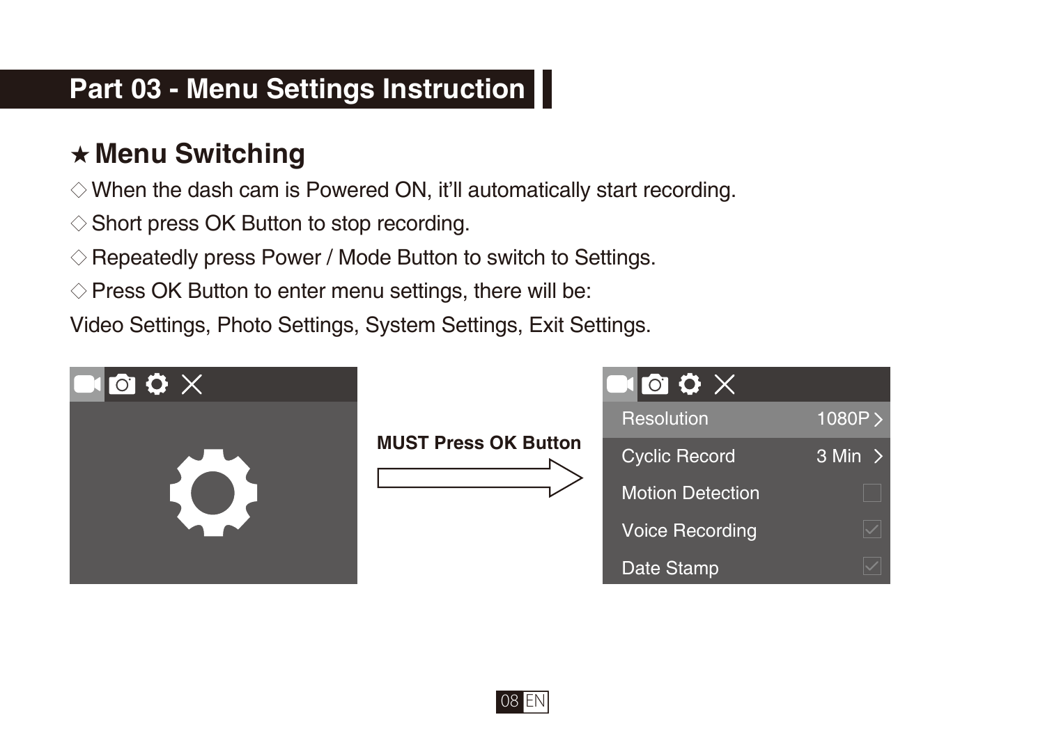# Part 03 - Menu Settings Instruction

## ★ Menu Switching

◇ When the dash cam is Powered ON, it'll automatically start recording.

◇ Short press OK Button to stop recording.

◇ Repeatedly press Power / Mode Button to switch to Settings.

◇ Press OK Button to enter menu settings, there will be:

Video Settings, Photo Settings, System Settings, Exit Settings.

**MUST Press OK Button**

| | |
|---|---|
| Resolution | 1080P > |
| Cyclic Record | 3 Min > |
| Motion Detection | ☐ |
| Voice Recording | ☑ |
| Date Stamp | ☑ |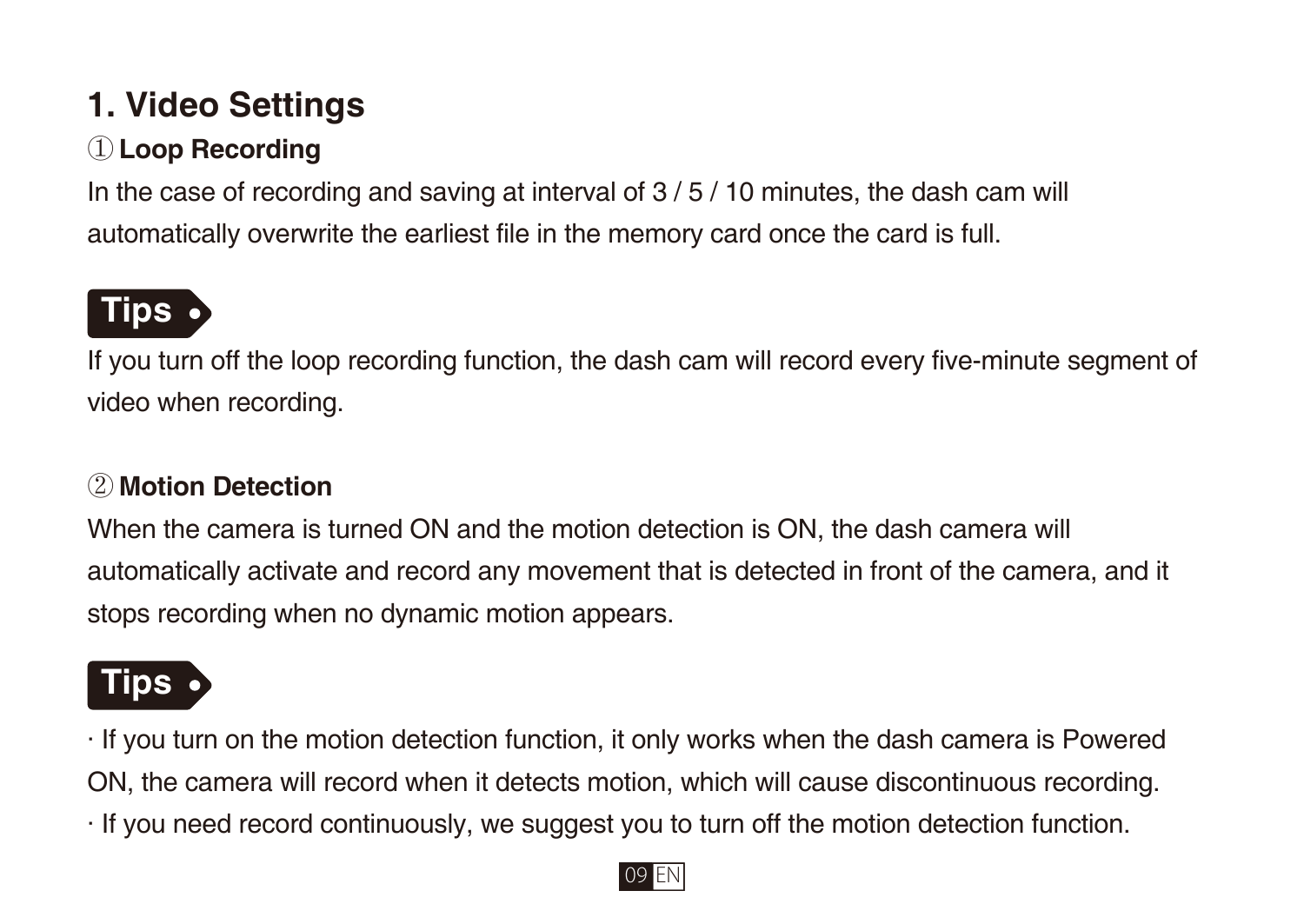# 1. Video Settings

## ① Loop Recording

In the case of recording and saving at interval of 3 / 5 / 10 minutes, the dash cam will automatically overwrite the earliest file in the memory card once the card is full.

**Tips**

If you turn off the loop recording function, the dash cam will record every five-minute segment of video when recording.

## ② Motion Detection

When the camera is turned ON and the motion detection is ON, the dash camera will automatically activate and record any movement that is detected in front of the camera, and it stops recording when no dynamic motion appears.

**Tips**

· If you turn on the motion detection function, it only works when the dash camera is Powered ON, the camera will record when it detects motion, which will cause discontinuous recording.

· If you need record continuously, we suggest you to turn off the motion detection function.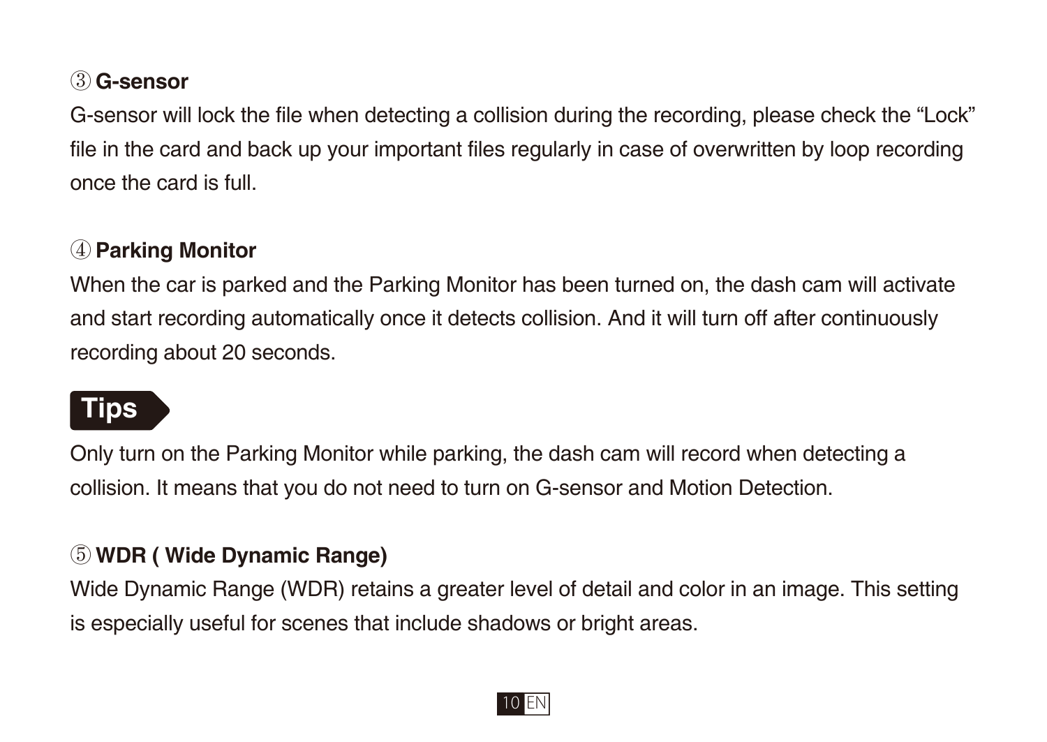### ③ G-sensor

G-sensor will lock the file when detecting a collision during the recording, please check the “Lock” file in the card and back up your important files regularly in case of overwritten by loop recording once the card is full.

### ④ Parking Monitor

When the car is parked and the Parking Monitor has been turned on, the dash cam will activate and start recording automatically once it detects collision. And it will turn off after continuously recording about 20 seconds.

**Tips**

Only turn on the Parking Monitor while parking, the dash cam will record when detecting a collision. It means that you do not need to turn on G-sensor and Motion Detection.

### ⑤ WDR ( Wide Dynamic Range)

Wide Dynamic Range (WDR) retains a greater level of detail and color in an image. This setting is especially useful for scenes that include shadows or bright areas.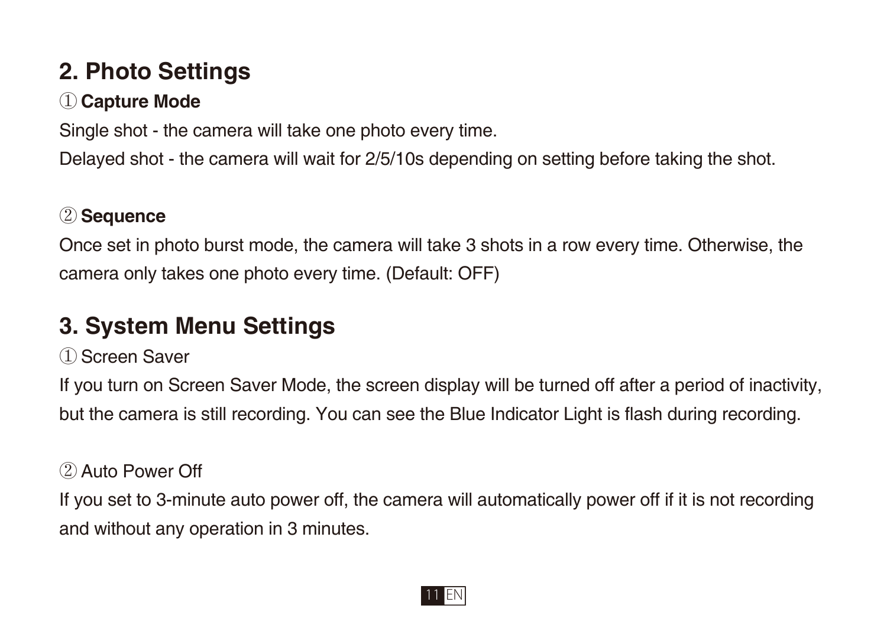## 2. Photo Settings

① **Capture Mode**

Single shot - the camera will take one photo every time.

Delayed shot - the camera will wait for 2/5/10s depending on setting before taking the shot.

② **Sequence**

Once set in photo burst mode, the camera will take 3 shots in a row every time. Otherwise, the camera only takes one photo every time. (Default: OFF)

## 3. System Menu Settings

① Screen Saver

If you turn on Screen Saver Mode, the screen display will be turned off after a period of inactivity, but the camera is still recording. You can see the Blue Indicator Light is flash during recording.

② Auto Power Off

If you set to 3-minute auto power off, the camera will automatically power off if it is not recording and without any operation in 3 minutes.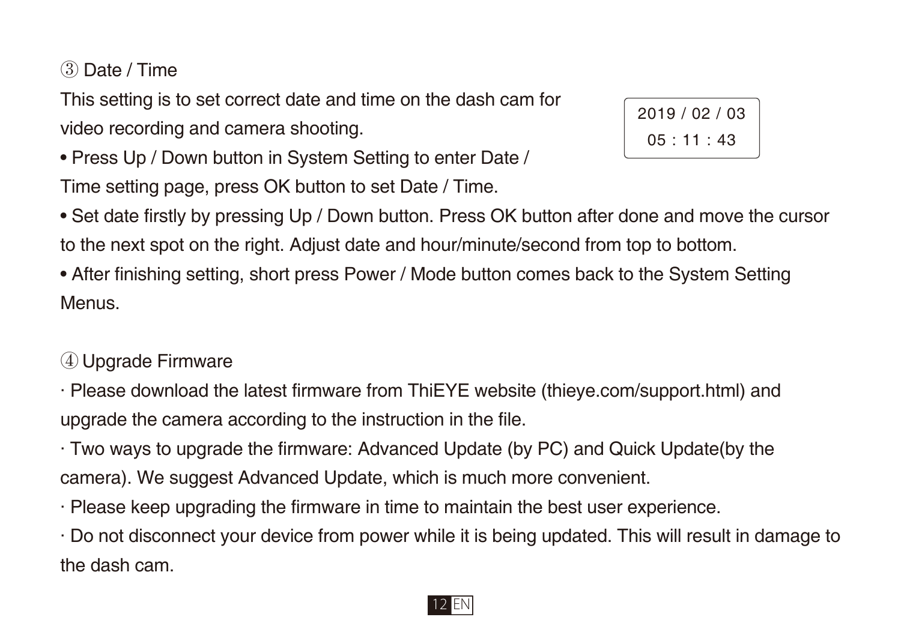### ③ Date / Time

This setting is to set correct date and time on the dash cam for video recording and camera shooting.

2019 / 02 / 03
05 : 11 : 43

• Press Up / Down button in System Setting to enter Date / Time setting page, press OK button to set Date / Time.

• Set date firstly by pressing Up / Down button. Press OK button after done and move the cursor to the next spot on the right. Adjust date and hour/minute/second from top to bottom.

• After finishing setting, short press Power / Mode button comes back to the System Setting Menus.

### ④ Upgrade Firmware

· Please download the latest firmware from ThiEYE website (thieye.com/support.html) and upgrade the camera according to the instruction in the file.

· Two ways to upgrade the firmware: Advanced Update (by PC) and Quick Update(by the camera). We suggest Advanced Update, which is much more convenient.

· Please keep upgrading the firmware in time to maintain the best user experience.

· Do not disconnect your device from power while it is being updated. This will result in damage to the dash cam.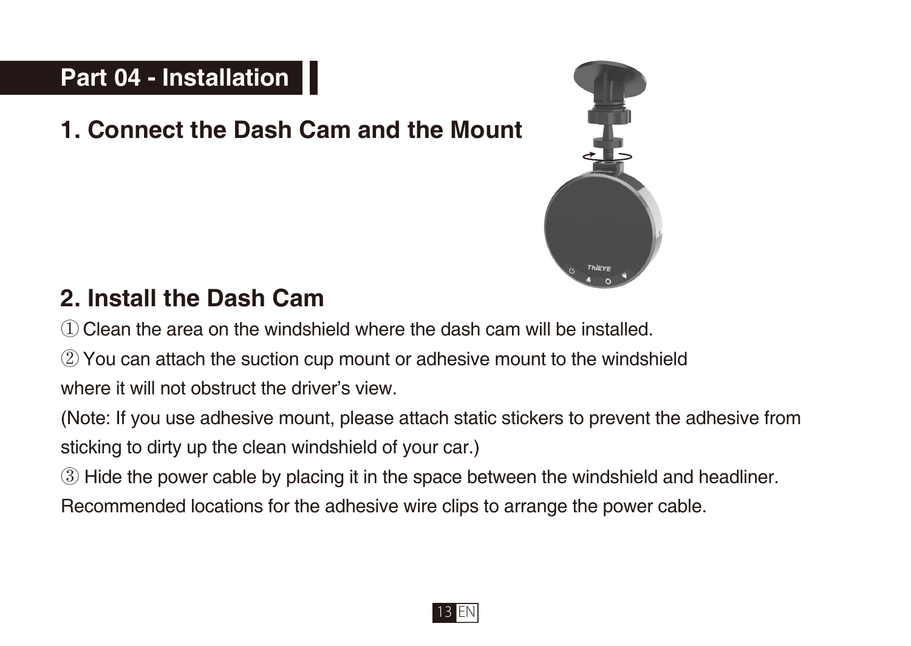# Part 04 - Installation

## 1. Connect the Dash Cam and the Mount

## 2. Install the Dash Cam

① Clean the area on the windshield where the dash cam will be installed.

② You can attach the suction cup mount or adhesive mount to the windshield where it will not obstruct the driver's view.

(Note: If you use adhesive mount, please attach static stickers to prevent the adhesive from sticking to dirty up the clean windshield of your car.)

③ Hide the power cable by placing it in the space between the windshield and headliner. Recommended locations for the adhesive wire clips to arrange the power cable.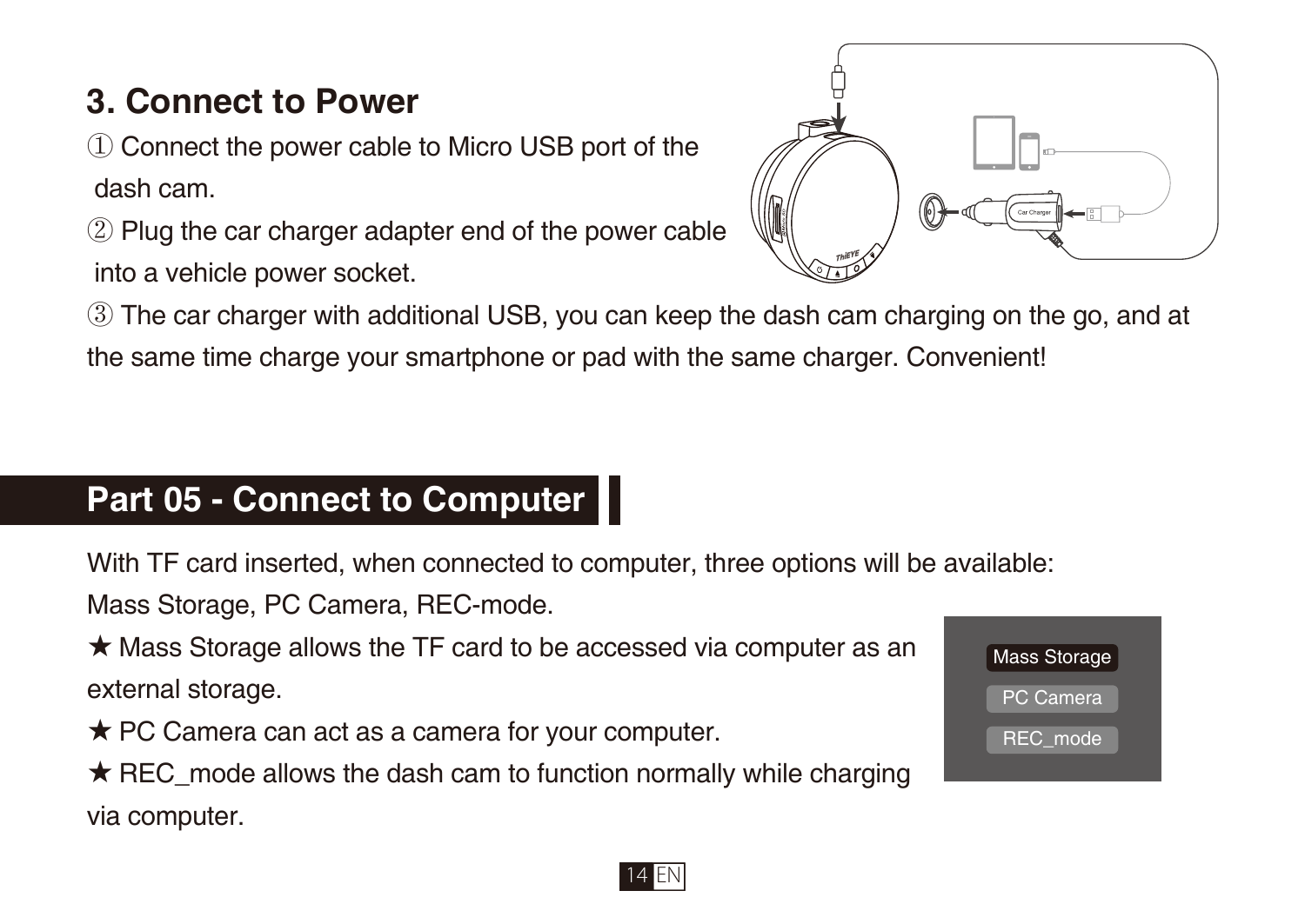## 3. Connect to Power

① Connect the power cable to Micro USB port of the dash cam.

② Plug the car charger adapter end of the power cable into a vehicle power socket.

③ The car charger with additional USB, you can keep the dash cam charging on the go, and at the same time charge your smartphone or pad with the same charger. Convenient!

## Part 05 - Connect to Computer

With TF card inserted, when connected to computer, three options will be available: Mass Storage, PC Camera, REC-mode.

★ Mass Storage allows the TF card to be accessed via computer as an external storage.

★ PC Camera can act as a camera for your computer.

★ REC_mode allows the dash cam to function normally while charging via computer.

Mass Storage
PC Camera
REC_mode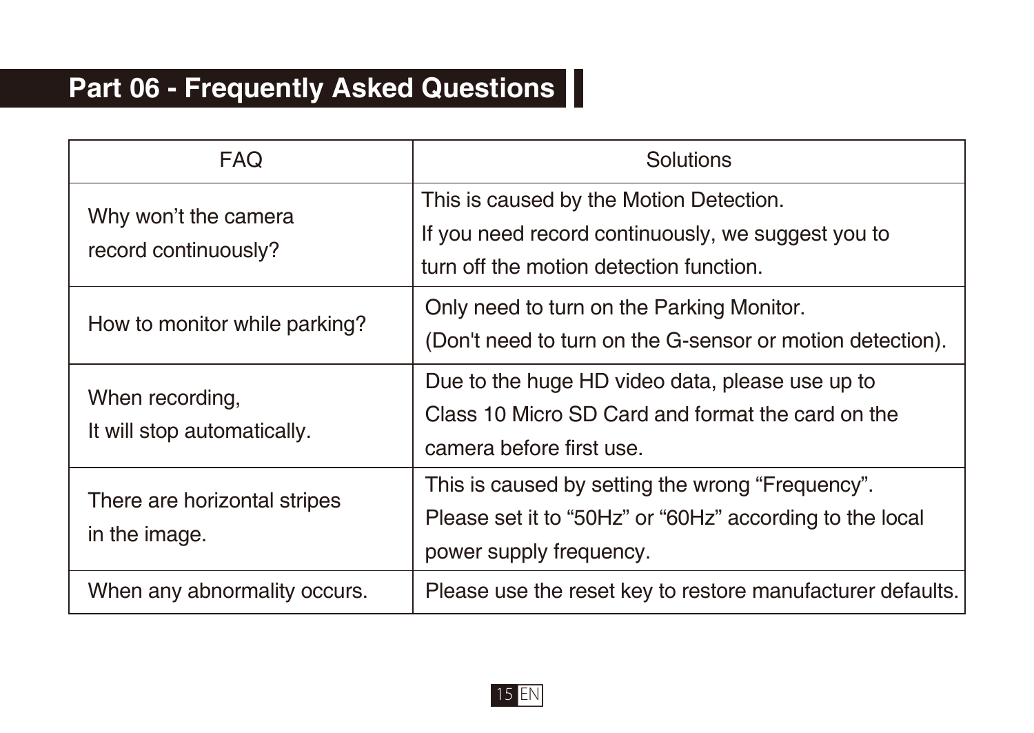# Part 06 - Frequently Asked Questions

| FAQ | Solutions |
| --- | --- |
| Why won't the camera record continuously? | This is caused by the Motion Detection. If you need record continuously, we suggest you to turn off the motion detection function. |
| How to monitor while parking? | Only need to turn on the Parking Monitor. (Don't need to turn on the G-sensor or motion detection). |
| When recording, It will stop automatically. | Due to the huge HD video data, please use up to Class 10 Micro SD Card and format the card on the camera before first use. |
| There are horizontal stripes in the image. | This is caused by setting the wrong "Frequency". Please set it to "50Hz" or "60Hz" according to the local power supply frequency. |
| When any abnormality occurs. | Please use the reset key to restore manufacturer defaults. |